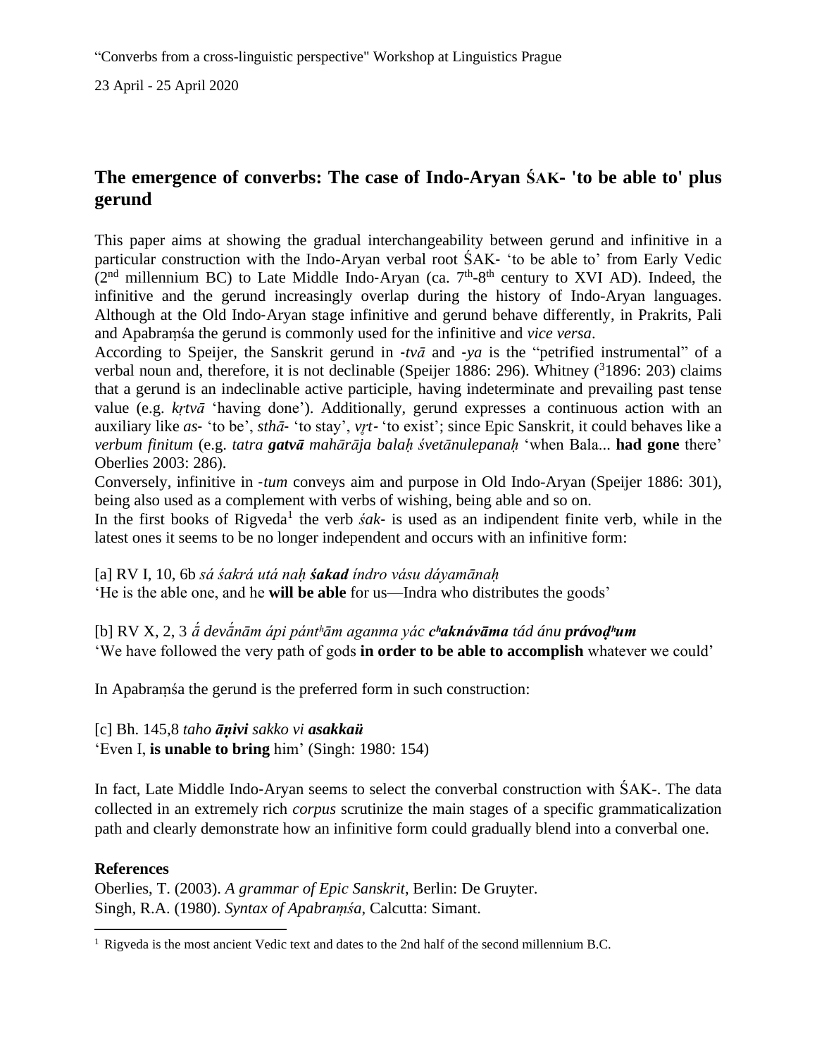"Converbs from a cross-linguistic perspective" Workshop at Linguistics Prague

23 April - 25 April 2020

## The emergence of converbs: The case of Indo-Aryan ŚAK- 'to be able to' plus gerund

This paper aims at showing the gradual interchangeability between gerund and infinitive in a particular construction with the Indo-Aryan verbal root ŚAK- 'to be able to' from Early Vedic (2nd millennium BC) to Late Middle Indo-Aryan (ca. 7th-8th century to XVI AD). Indeed, the infinitive and the gerund increasingly overlap during the history of Indo-Aryan languages. Although at the Old Indo-Aryan stage infinitive and gerund behave differently, in Prakrits, Pali and Apabraṃśa the gerund is commonly used for the infinitive and *vice versa*.

According to Speijer, the Sanskrit gerund in *-tvā* and *-ya* is the "petrified instrumental" of a verbal noun and, therefore, it is not declinable (Speijer 1886: 296). Whitney (³1896: 203) claims that a gerund is an indeclinable active participle, having indeterminate and prevailing past tense value (e.g. *kṛtvā* 'having done'). Additionally, gerund expresses a continuous action with an auxiliary like *as-* 'to be', *sthā-* 'to stay', *vṛt-* 'to exist'; since Epic Sanskrit, it could behaves like a *verbum finitum* (e.g. *tatra **gatvā** mahārāja balaḥ śvetānulepanaḥ* 'when Bala... **had gone** there' Oberlies 2003: 286).

Conversely, infinitive in *-tum* conveys aim and purpose in Old Indo-Aryan (Speijer 1886: 301), being also used as a complement with verbs of wishing, being able and so on.

In the first books of Rigveda[1] the verb *śak-* is used as an indipendent finite verb, while in the latest ones it seems to be no longer independent and occurs with an infinitive form:

[a] RV I, 10, 6b *sá śakrá utá naḥ **śakad** índro vásu dáyamānaḥ*
'He is the able one, and he **will be able** for us—Indra who distributes the goods'

[b] RV X, 2, 3 *ā́ devā́nām ápi pántʰām aganma yác **cʰaknávāma** tád ánu **právoḍʰum***
'We have followed the very path of gods **in order to be able to accomplish** whatever we could'

In Apabraṃśa the gerund is the preferred form in such construction:

[c] Bh. 145,8 *taho **āṇivi** sakko vi **asakkaü***
'Even I, **is unable to bring** him' (Singh: 1980: 154)

In fact, Late Middle Indo-Aryan seems to select the converbal construction with ŚAK-. The data collected in an extremely rich *corpus* scrutinize the main stages of a specific grammaticalization path and clearly demonstrate how an infinitive form could gradually blend into a converbal one.

**References**

Oberlies, T. (2003). *A grammar of Epic Sanskrit*, Berlin: De Gruyter.
Singh, R.A. (1980). *Syntax of Apabraṃśa*, Calcutta: Simant.

[1] Rigveda is the most ancient Vedic text and dates to the 2nd half of the second millennium B.C.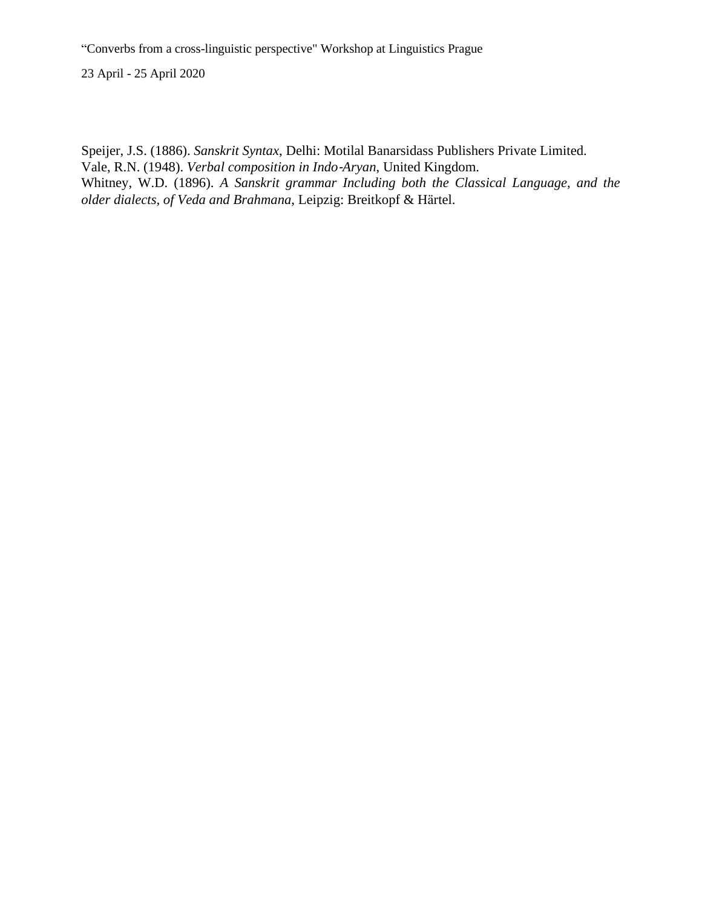Speijer, J.S. (1886). *Sanskrit Syntax*, Delhi: Motilal Banarsidass Publishers Private Limited.
Vale, R.N. (1948). *Verbal composition in Indo-Aryan*, United Kingdom.
Whitney, W.D. (1896). *A Sanskrit grammar Including both the Classical Language, and the older dialects, of Veda and Brahmana*, Leipzig: Breitkopf & Härtel.